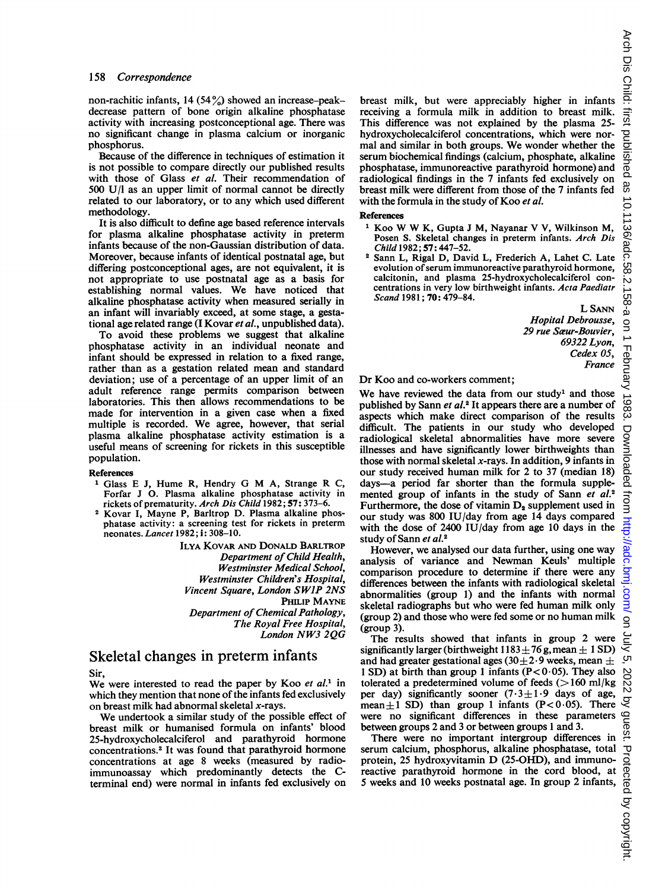non-rachitic infants, 14 (54%) showed an increase–peak–decrease pattern of bone origin alkaline phosphatase activity with increasing postconceptional age. There was no significant change in plasma calcium or inorganic phosphorus.

Because of the difference in techniques of estimation it is not possible to compare directly our published results with those of Glass *et al*. Their recommendation of 500 U/l as an upper limit of normal cannot be directly related to our laboratory, or to any which used different methodology.

It is also difficult to define age based reference intervals for plasma alkaline phosphatase activity in preterm infants because of the non-Gaussian distribution of data. Moreover, because infants of identical postnatal age, but differing postconceptional ages, are not equivalent, it is not appropriate to use postnatal age as a basis for establishing normal values. We have noticed that alkaline phosphatase activity when measured serially in an infant will invariably exceed, at some stage, a gestational age related range (I Kovar *et al*., unpublished data).

To avoid these problems we suggest that alkaline phosphatase activity in an individual neonate and infant should be expressed in relation to a fixed range, rather than as a gestation related mean and standard deviation; use of a percentage of an upper limit of an adult reference range permits comparison between laboratories. This then allows recommendations to be made for intervention in a given case when a fixed multiple is recorded. We agree, however, that serial plasma alkaline phosphatase activity estimation is a useful means of screening for rickets in this susceptible population.

**References**

1. Glass E J, Hume R, Hendry G M A, Strange R C, Forfar J O. Plasma alkaline phosphatase activity in rickets of prematurity. *Arch Dis Child* 1982; **57**: 373–6.
2. Kovar I, Mayne P, Barltrop D. Plasma alkaline phosphatase activity: a screening test for rickets in preterm neonates. *Lancet* 1982; **i**: 308–10.

ILYA KOVAR AND DONALD BARLTROP
*Department of Child Health,*
*Westminster Medical School,*
*Westminster Children's Hospital,*
*Vincent Square, London SW1P 2NS*
PHILIP MAYNE
*Department of Chemical Pathology,*
*The Royal Free Hospital,*
*London NW3 2QG*

## Skeletal changes in preterm infants

Sir,

We were interested to read the paper by Koo *et al*.[1] in which they mention that none of the infants fed exclusively on breast milk had abnormal skeletal *x*-rays.

We undertook a similar study of the possible effect of breast milk or humanised formula on infants' blood 25-hydroxycholecalciferol and parathyroid hormone concentrations.[2] It was found that parathyroid hormone concentrations at age 8 weeks (measured by radioimmunoassay which predominantly detects the C-terminal end) were normal in infants fed exclusively on breast milk, but were appreciably higher in infants receiving a formula milk in addition to breast milk. This difference was not explained by the plasma 25-hydroxycholecalciferol concentrations, which were normal and similar in both groups. We wonder whether the serum biochemical findings (calcium, phosphate, alkaline phosphatase, immunoreactive parathyroid hormone) and radiological findings in the 7 infants fed exclusively on breast milk were different from those of the 7 infants fed with the formula in the study of Koo *et al*.

**References**

1. Koo W W K, Gupta J M, Nayanar V V, Wilkinson M, Posen S. Skeletal changes in preterm infants. *Arch Dis Child* 1982; **57**: 447–52.
2. Sann L, Rigal D, David L, Frederich A, Lahet C. Late evolution of serum immunoreactive parathyroid hormone, calcitonin, and plasma 25-hydroxycholecalciferol concentrations in very low birthweight infants. *Acta Paediatr Scand* 1981; **70**: 479–84.

L SANN
*Hopital Debrousse,*
*29 rue Sœur-Bouvier,*
*69322 Lyon,*
*Cedex 05,*
*France*

Dr Koo and co-workers comment;

We have reviewed the data from our study[1] and those published by Sann *et al*.[2] It appears there are a number of aspects which make direct comparison of the results difficult. The patients in our study who developed radiological skeletal abnormalities have more severe illnesses and have significantly lower birthweights than those with normal skeletal *x*-rays. In addition, 9 infants in our study received human milk for 2 to 37 (median 18) days—a period far shorter than the formula supplemented group of infants in the study of Sann *et al*.[2] Furthermore, the dose of vitamin $D_2$ supplement used in our study was 800 IU/day from age 14 days compared with the dose of 2400 IU/day from age 10 days in the study of Sann *et al*.[2]

However, we analysed our data further, using one way analysis of variance and Newman Keuls' multiple comparison procedure to determine if there were any differences between the infants with radiological skeletal abnormalities (group 1) and the infants with normal skeletal radiographs but who were fed human milk only (group 2) and those who were fed some or no human milk (group 3).

The results showed that infants in group 2 were significantly larger (birthweight $1183 \pm 76$ g, mean $\pm$ 1 SD) and had greater gestational ages ($30 \pm 2 \cdot 9$ weeks, mean $\pm$ 1 SD) at birth than group 1 infants ($P < 0 \cdot 05$). They also tolerated a predetermined volume of feeds (>160 ml/kg per day) significantly sooner ($7 \cdot 3 \pm 1 \cdot 9$ days of age, mean$\pm$1 SD) than group 1 infants ($P < 0 \cdot 05$). There were no significant differences in these parameters between groups 2 and 3 or between groups 1 and 3.

There were no important intergroup differences in serum calcium, phosphorus, alkaline phosphatase, total protein, 25 hydroxyvitamin D (25-OHD), and immunoreactive parathyroid hormone in the cord blood, at 5 weeks and 10 weeks postnatal age. In group 2 infants,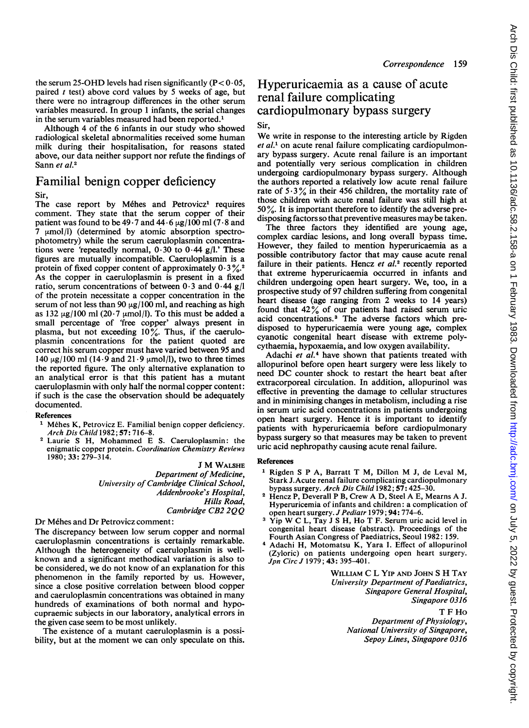the serum 25-OHD levels had risen significantly ($P<0.05$, paired $t$ test) above cord values by 5 weeks of age, but there were no intragroup differences in the other serum variables measured. In group 1 infants, the serial changes in the serum variables measured had been reported.[1]

Although 4 of the 6 infants in our study who showed radiological skeletal abnormalities received some human milk during their hospitalisation, for reasons stated above, our data neither support nor refute the findings of Sann *et al.*[2]

## Familial benign copper deficiency

Sir,

The case report by Méhes and Petrovicz[1] requires comment. They state that the serum copper of their patient was found to be 49·7 and 44·6 µg/100 ml (7·8 and 7 µmol/l) (determined by atomic absorption spectrophotometry) while the serum caeruloplasmin concentrations were 'repeatedly normal, 0·30 to 0·44 g/l.' These figures are mutually incompatible. Caeruloplasmin is a protein of fixed copper content of approximately 0·3%.[2] As the copper in caeruloplasmin is present in a fixed ratio, serum concentrations of between 0·3 and 0·44 g/l of the protein necessitate a copper concentration in the serum of not less than 90 µg/100 ml, and reaching as high as 132 µg/100 ml (20·7 µmol/l). To this must be added a small percentage of 'free copper' always present in plasma, but not exceeding 10%. Thus, if the caeruloplasmin concentrations for the patient quoted are correct his serum copper must have varied between 95 and 140 µg/100 ml (14·9 and 21·9 µmol/l), two to three times the reported figure. The only alternative explanation to an analytical error is that this patient has a mutant caeruloplasmin with only half the normal copper content: if such is the case the observation should be adequately documented.

**References**

1. Méhes K, Petrovicz E. Familial benign copper deficiency. *Arch Dis Child* 1982; **57**: 716–8.
2. Laurie S H, Mohammed E S. Caeruloplasmin: the enigmatic copper protein. *Coordination Chemistry Reviews* 1980; **33**: 279–314.

J M WALSHE
*Department of Medicine,*
*University of Cambridge Clinical School,*
*Addenbrooke's Hospital,*
*Hills Road,*
*Cambridge CB2 2QQ*

Dr Méhes and Dr Petrovicz comment:

The discrepancy between low serum copper and normal caeruloplasmin concentrations is certainly remarkable. Although the heterogeneity of caeruloplasmin is well-known and a significant methodical variation is also to be considered, we do not know of an explanation for this phenomenon in the family reported by us. However, since a close positive correlation between blood copper and caeruloplasmin concentrations was obtained in many hundreds of examinations of both normal and hypocupraemic subjects in our laboratory, analytical errors in the given case seem to be most unlikely.

The existence of a mutant caeruloplasmin is a possibility, but at the moment we can only speculate on this.

## Hyperuricaemia as a cause of acute renal failure complicating cardiopulmonary bypass surgery

Sir,

We write in response to the interesting article by Rigden *et al.*[1] on acute renal failure complicating cardiopulmonary bypass surgery. Acute renal failure is an important and potentially very serious complication in children undergoing cardiopulmonary bypass surgery. Although the authors reported a relatively low acute renal failure rate of 5·3% in their 456 children, the mortality rate of those children with acute renal failure was still high at 50%. It is important therefore to identify the adverse predisposing factors so that preventive measures may be taken.

The three factors they identified are young age, complex cardiac lesions, and long overall bypass time. However, they failed to mention hyperuricaemia as a possible contributory factor that may cause acute renal failure in their patients. Hencz *et al.*[2] recently reported that extreme hyperuricaemia occurred in infants and children undergoing open heart surgery. We, too, in a prospective study of 97 children suffering from congenital heart disease (age ranging from 2 weeks to 14 years) found that 42% of our patients had raised serum uric acid concentrations.[3] The adverse factors which predisposed to hyperuricaemia were young age, complex cyanotic congenital heart disease with extreme polycythaemia, hypoxaemia, and low oxygen availability.

Adachi *et al.*[4] have shown that patients treated with allopurinol before open heart surgery were less likely to need DC counter shock to restart the heart beat after extracorporeal circulation. In addition, allopurinol was effective in preventing the damage to cellular structures and in minimising changes in metabolism, including a rise in serum uric acid concentrations in patients undergoing open heart surgery. Hence it is important to identify patients with hyperuricaemia before cardiopulmonary bypass surgery so that measures may be taken to prevent uric acid nephropathy causing acute renal failure.

**References**

1. Rigden S P A, Barratt T M, Dillon M J, de Leval M, Stark J. Acute renal failure complicating cardiopulmonary bypass surgery. *Arch Dis Child* 1982; **57**: 425–30.
2. Hencz P, Deverall P B, Crew A D, Steel A E, Mearns A J. Hyperuricemia of infants and children: a complication of open heart surgery. *J Pediatr* 1979; **94**: 774–6.
3. Yip W C L, Tay J S H, Ho T F. Serum uric acid level in congenital heart disease (abstract). Proceedings of the Fourth Asian Congress of Paediatrics, Seoul 1982: 159.
4. Adachi H, Motomatsu K, Yara I. Effect of allopurinol (Zyloric) on patients undergoing open heart surgery. *Jpn Circ J* 1979; **43**: 395–401.

WILLIAM C L YIP AND JOHN S H TAY
*University Department of Paediatrics,*
*Singapore General Hospital,*
*Singapore 0316*

T F HO
*Department of Physiology,*
*National University of Singapore,*
*Sepoy Lines, Singapore 0316*